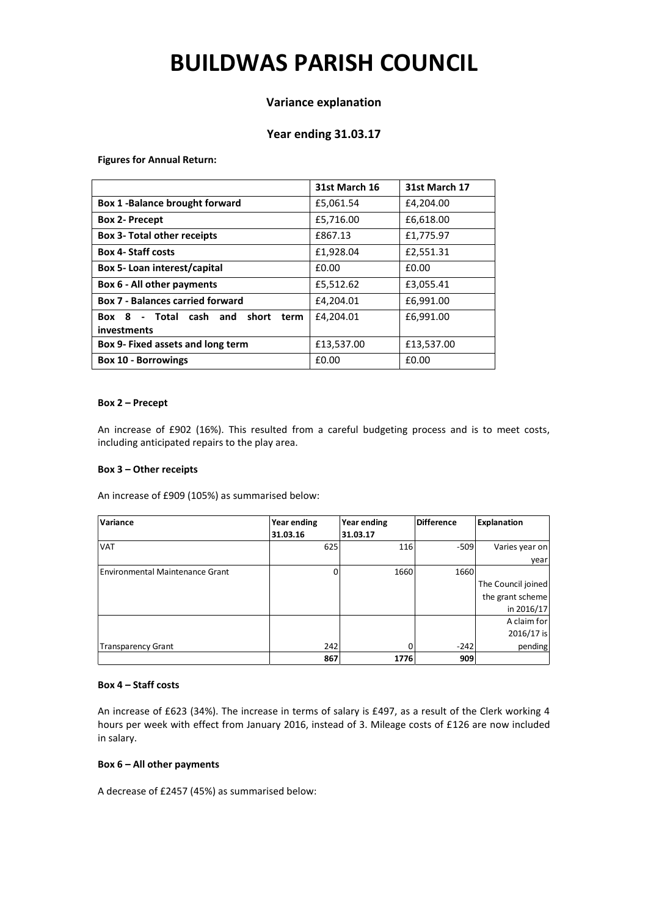# BUILDWAS PARISH COUNCIL

## Variance explanation

## Year ending 31.03.17

**Figures for Annual Return:**

| | 31st March 16 | 31st March 17 |
|---|---|---|
| **Box 1 -Balance brought forward** | £5,061.54 | £4,204.00 |
| **Box 2- Precept** | £5,716.00 | £6,618.00 |
| **Box 3- Total other receipts** | £867.13 | £1,775.97 |
| **Box 4- Staff costs** | £1,928.04 | £2,551.31 |
| **Box 5- Loan interest/capital** | £0.00 | £0.00 |
| **Box 6 - All other payments** | £5,512.62 | £3,055.41 |
| **Box 7 - Balances carried forward** | £4,204.01 | £6,991.00 |
| **Box 8 - Total cash and short term investments** | £4,204.01 | £6,991.00 |
| **Box 9- Fixed assets and long term** | £13,537.00 | £13,537.00 |
| **Box 10 - Borrowings** | £0.00 | £0.00 |

**Box 2 – Precept**

An increase of £902 (16%). This resulted from a careful budgeting process and is to meet costs, including anticipated repairs to the play area.

**Box 3 – Other receipts**

An increase of £909 (105%) as summarised below:

| Variance | Year ending 31.03.16 | Year ending 31.03.17 | Difference | Explanation |
|---|---|---|---|---|
| VAT | 625 | 116 | -509 | Varies year on year |
| Environmental Maintenance Grant | 0 | 1660 | 1660 | The Council joined the grant scheme in 2016/17 |
| Transparency Grant | 242 | 0 | -242 | A claim for 2016/17 is pending |
| | **867** | **1776** | **909** | |

**Box 4 – Staff costs**

An increase of £623 (34%). The increase in terms of salary is £497, as a result of the Clerk working 4 hours per week with effect from January 2016, instead of 3. Mileage costs of £126 are now included in salary.

**Box 6 – All other payments**

A decrease of £2457 (45%) as summarised below: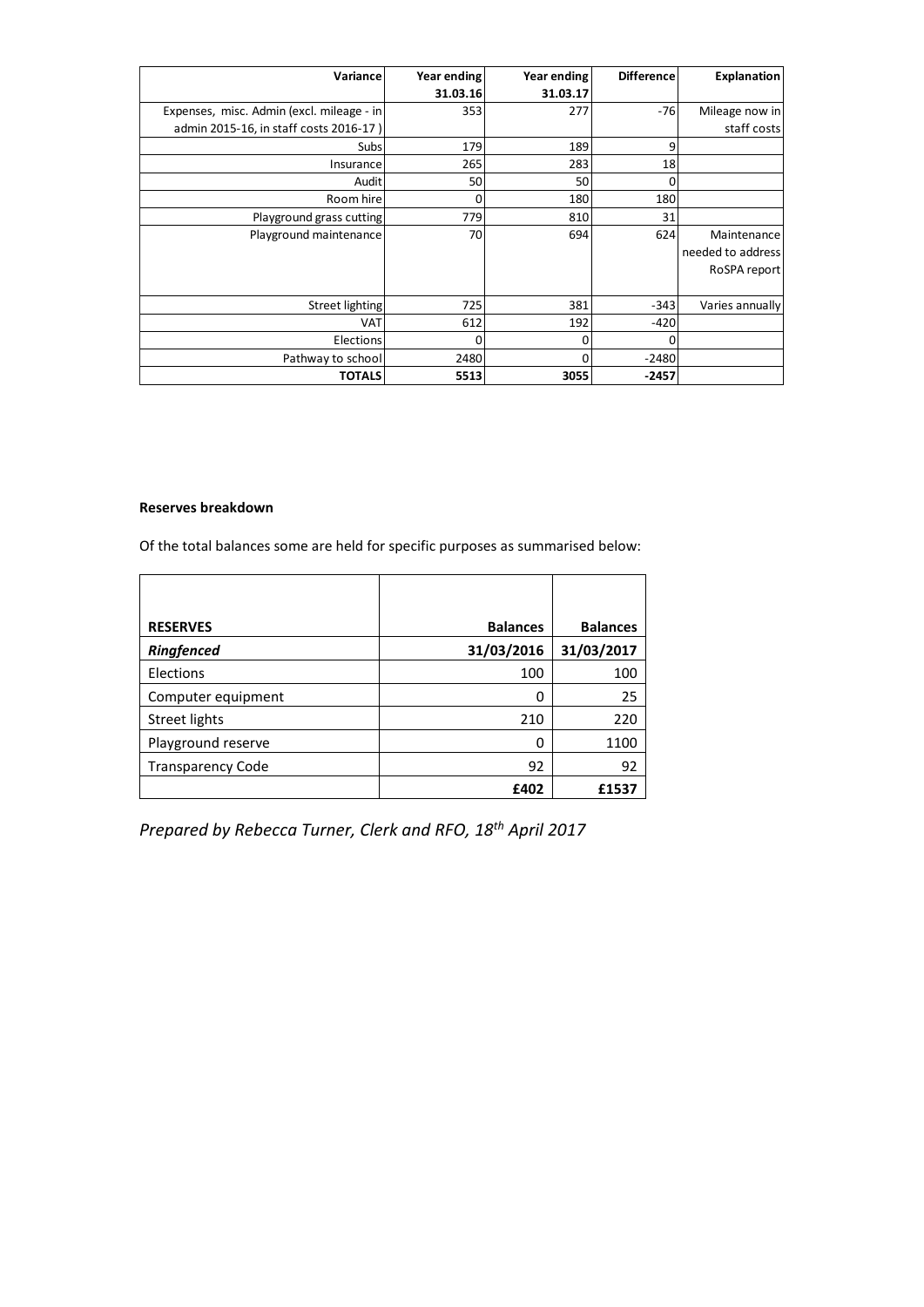| Variance | Year ending 31.03.16 | Year ending 31.03.17 | Difference | Explanation |
|---|---|---|---|---|
| Expenses, misc. Admin (excl. mileage - in admin 2015-16, in staff costs 2016-17 ) | 353 | 277 | -76 | Mileage now in staff costs |
| Subs | 179 | 189 | 9 | |
| Insurance | 265 | 283 | 18 | |
| Audit | 50 | 50 | 0 | |
| Room hire | 0 | 180 | 180 | |
| Playground grass cutting | 779 | 810 | 31 | |
| Playground maintenance | 70 | 694 | 624 | Maintenance needed to address RoSPA report |
| Street lighting | 725 | 381 | -343 | Varies annually |
| VAT | 612 | 192 | -420 | |
| Elections | 0 | 0 | 0 | |
| Pathway to school | 2480 | 0 | -2480 | |
| **TOTALS** | **5513** | **3055** | **-2457** | |

**Reserves breakdown**

Of the total balances some are held for specific purposes as summarised below:

| **RESERVES** | **Balances** | **Balances** |
|---|---|---|
| ***Ringfenced*** | **31/03/2016** | **31/03/2017** |
| Elections | 100 | 100 |
| Computer equipment | 0 | 25 |
| Street lights | 210 | 220 |
| Playground reserve | 0 | 1100 |
| Transparency Code | 92 | 92 |
| | **£402** | **£1537** |

*Prepared by Rebecca Turner, Clerk and RFO, 18th April 2017*